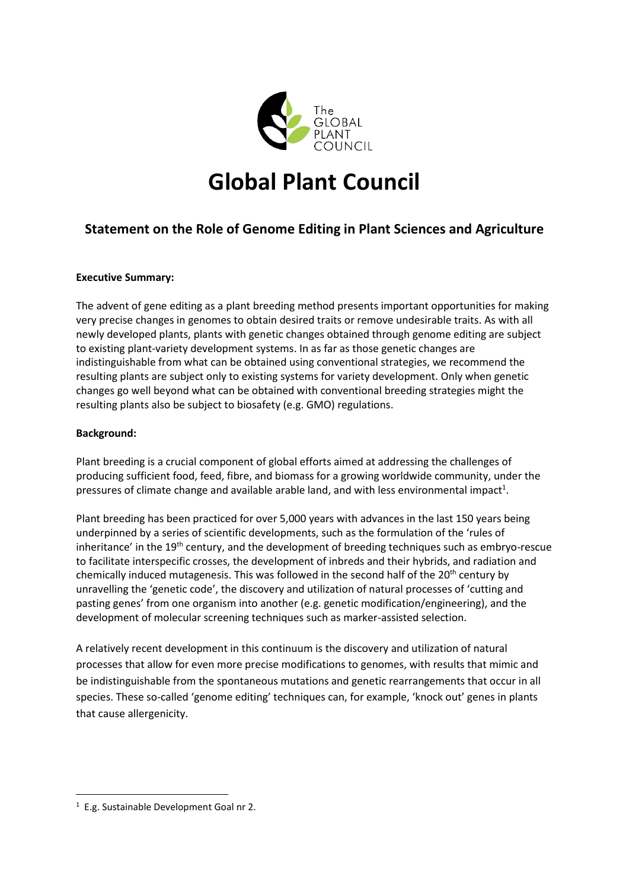# Global Plant Council

## Statement on the Role of Genome Editing in Plant Sciences and Agriculture

**Executive Summary:**

The advent of gene editing as a plant breeding method presents important opportunities for making very precise changes in genomes to obtain desired traits or remove undesirable traits. As with all newly developed plants, plants with genetic changes obtained through genome editing are subject to existing plant-variety development systems. In as far as those genetic changes are indistinguishable from what can be obtained using conventional strategies, we recommend the resulting plants are subject only to existing systems for variety development. Only when genetic changes go well beyond what can be obtained with conventional breeding strategies might the resulting plants also be subject to biosafety (e.g. GMO) regulations.

**Background:**

Plant breeding is a crucial component of global efforts aimed at addressing the challenges of producing sufficient food, feed, fibre, and biomass for a growing worldwide community, under the pressures of climate change and available arable land, and with less environmental impact[1].

Plant breeding has been practiced for over 5,000 years with advances in the last 150 years being underpinned by a series of scientific developments, such as the formulation of the 'rules of inheritance' in the 19th century, and the development of breeding techniques such as embryo-rescue to facilitate interspecific crosses, the development of inbreds and their hybrids, and radiation and chemically induced mutagenesis. This was followed in the second half of the 20th century by unravelling the 'genetic code', the discovery and utilization of natural processes of 'cutting and pasting genes' from one organism into another (e.g. genetic modification/engineering), and the development of molecular screening techniques such as marker-assisted selection.

A relatively recent development in this continuum is the discovery and utilization of natural processes that allow for even more precise modifications to genomes, with results that mimic and be indistinguishable from the spontaneous mutations and genetic rearrangements that occur in all species. These so-called 'genome editing' techniques can, for example, 'knock out' genes in plants that cause allergenicity.

---

[1] E.g. Sustainable Development Goal nr 2.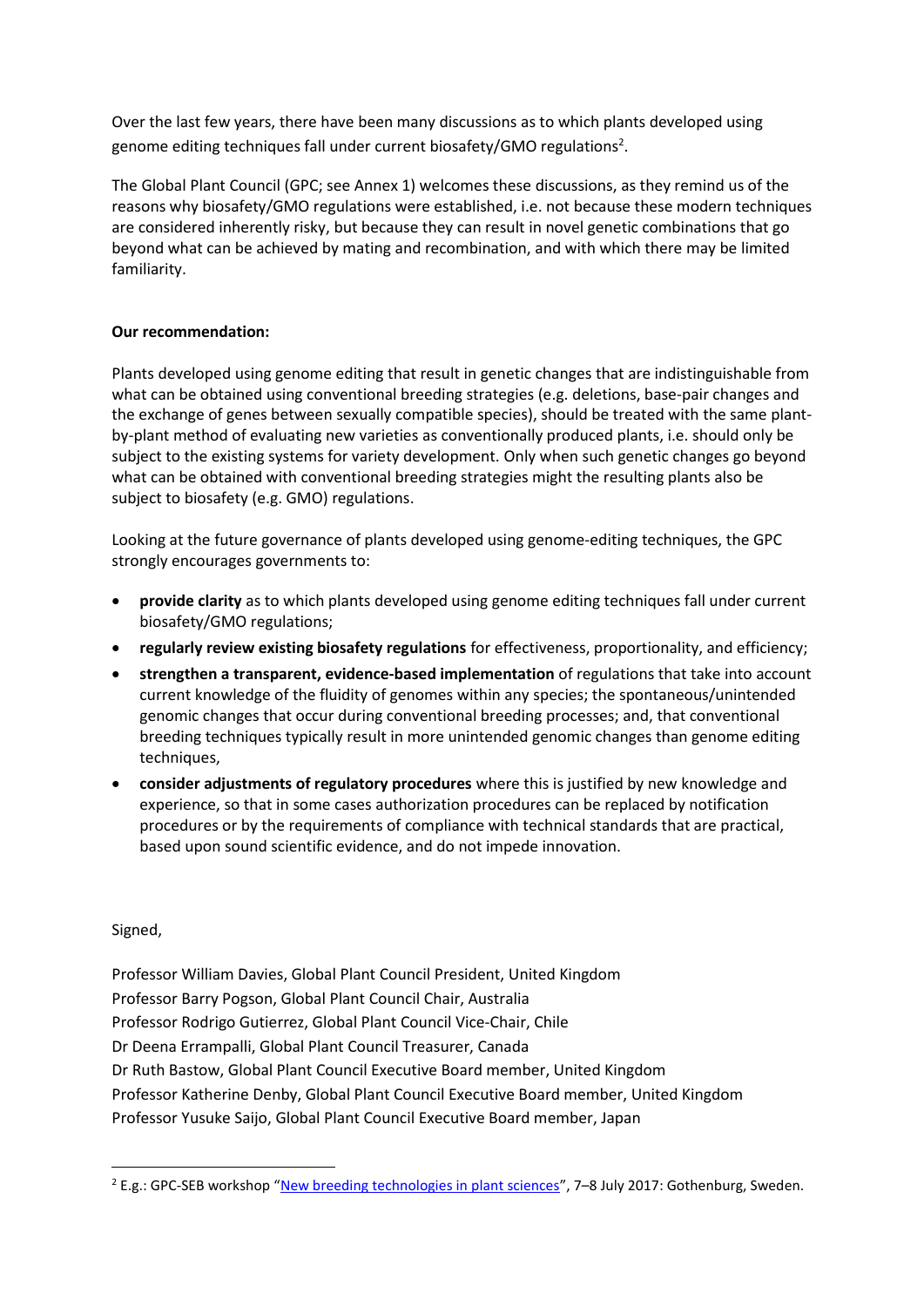Over the last few years, there have been many discussions as to which plants developed using genome editing techniques fall under current biosafety/GMO regulations[2].

The Global Plant Council (GPC; see Annex 1) welcomes these discussions, as they remind us of the reasons why biosafety/GMO regulations were established, i.e. not because these modern techniques are considered inherently risky, but because they can result in novel genetic combinations that go beyond what can be achieved by mating and recombination, and with which there may be limited familiarity.

**Our recommendation:**

Plants developed using genome editing that result in genetic changes that are indistinguishable from what can be obtained using conventional breeding strategies (e.g. deletions, base-pair changes and the exchange of genes between sexually compatible species), should be treated with the same plant-by-plant method of evaluating new varieties as conventionally produced plants, i.e. should only be subject to the existing systems for variety development. Only when such genetic changes go beyond what can be obtained with conventional breeding strategies might the resulting plants also be subject to biosafety (e.g. GMO) regulations.

Looking at the future governance of plants developed using genome-editing techniques, the GPC strongly encourages governments to:

- **provide clarity** as to which plants developed using genome editing techniques fall under current biosafety/GMO regulations;
- **regularly review existing biosafety regulations** for effectiveness, proportionality, and efficiency;
- **strengthen a transparent, evidence-based implementation** of regulations that take into account current knowledge of the fluidity of genomes within any species; the spontaneous/unintended genomic changes that occur during conventional breeding processes; and, that conventional breeding techniques typically result in more unintended genomic changes than genome editing techniques,
- **consider adjustments of regulatory procedures** where this is justified by new knowledge and experience, so that in some cases authorization procedures can be replaced by notification procedures or by the requirements of compliance with technical standards that are practical, based upon sound scientific evidence, and do not impede innovation.

Signed,

Professor William Davies, Global Plant Council President, United Kingdom
Professor Barry Pogson, Global Plant Council Chair, Australia
Professor Rodrigo Gutierrez, Global Plant Council Vice-Chair, Chile
Dr Deena Errampalli, Global Plant Council Treasurer, Canada
Dr Ruth Bastow, Global Plant Council Executive Board member, United Kingdom
Professor Katherine Denby, Global Plant Council Executive Board member, United Kingdom
Professor Yusuke Saijo, Global Plant Council Executive Board member, Japan

---

[2] E.g.: GPC-SEB workshop "New breeding technologies in plant sciences", 7–8 July 2017: Gothenburg, Sweden.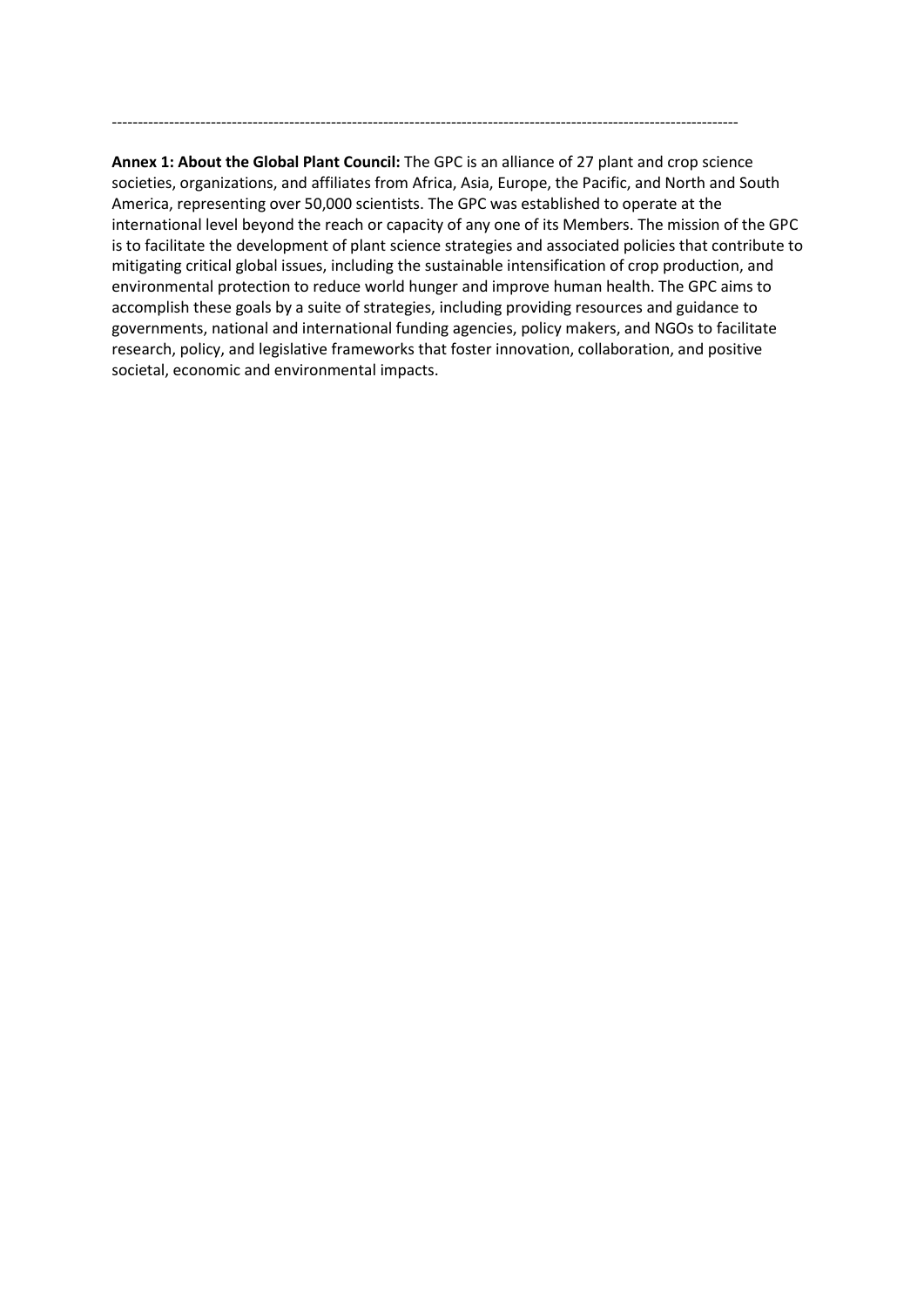---

**Annex 1: About the Global Plant Council:** The GPC is an alliance of 27 plant and crop science societies, organizations, and affiliates from Africa, Asia, Europe, the Pacific, and North and South America, representing over 50,000 scientists. The GPC was established to operate at the international level beyond the reach or capacity of any one of its Members. The mission of the GPC is to facilitate the development of plant science strategies and associated policies that contribute to mitigating critical global issues, including the sustainable intensification of crop production, and environmental protection to reduce world hunger and improve human health. The GPC aims to accomplish these goals by a suite of strategies, including providing resources and guidance to governments, national and international funding agencies, policy makers, and NGOs to facilitate research, policy, and legislative frameworks that foster innovation, collaboration, and positive societal, economic and environmental impacts.